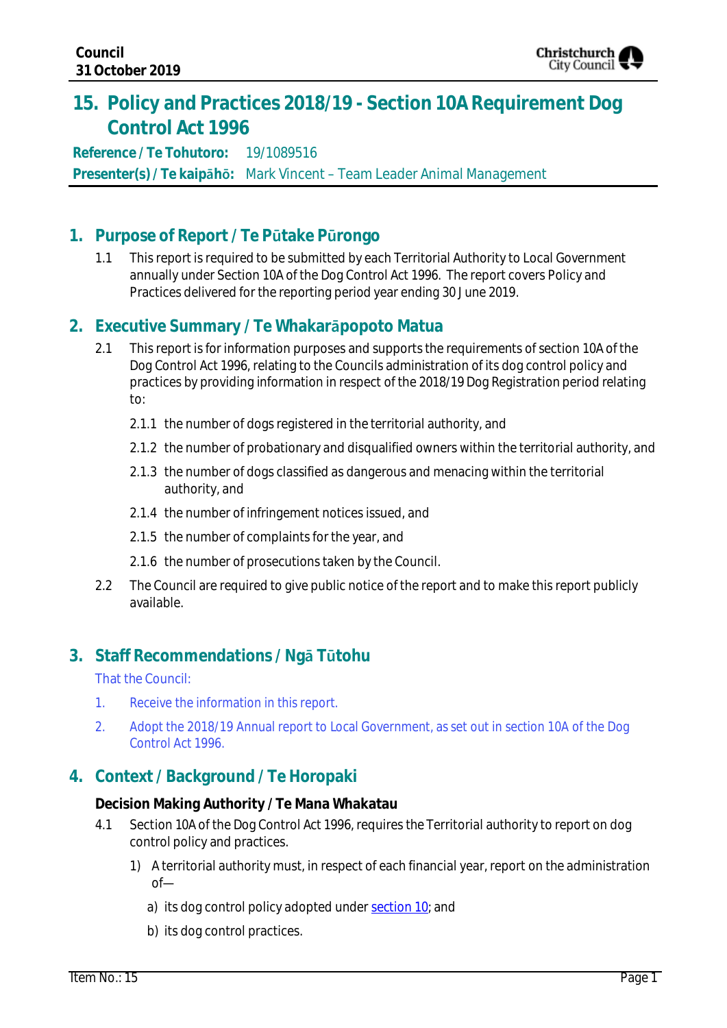# 15. Policy and Practices 2018/19 - Section 10A Requirement Dog Control Act 1996

**Reference / Te Tohutoro:** 19/1089516

**Presenter(s) / Te kaipāhō:** Mark Vincent – Team Leader Animal Management

## 1. Purpose of Report / Te Pūtake Pūrongo

1.1 This report is required to be submitted by each Territorial Authority to Local Government annually under Section 10A of the Dog Control Act 1996. The report covers Policy and Practices delivered for the reporting period year ending 30 June 2019.

## 2. Executive Summary / Te Whakarāpopoto Matua

2.1 This report is for information purposes and supports the requirements of section 10A of the Dog Control Act 1996, relating to the Councils administration of its dog control policy and practices by providing information in respect of the 2018/19 Dog Registration period relating to:

2.1.1 the number of dogs registered in the territorial authority, and

2.1.2 the number of probationary and disqualified owners within the territorial authority, and

2.1.3 the number of dogs classified as dangerous and menacing within the territorial authority, and

2.1.4 the number of infringement notices issued, and

2.1.5 the number of complaints for the year, and

2.1.6 the number of prosecutions taken by the Council.

2.2 The Council are required to give public notice of the report and to make this report publicly available.

## 3. Staff Recommendations / Ngā Tūtohu

That the Council:

1. Receive the information in this report.
2. Adopt the 2018/19 Annual report to Local Government, as set out in section 10A of the Dog Control Act 1996.

## 4. Context / Background / Te Horopaki

**Decision Making Authority / Te Mana Whakatau**

4.1 Section 10A of the Dog Control Act 1996, requires the Territorial authority to report on dog control policy and practices.

1) A territorial authority must, in respect of each financial year, report on the administration of—

a) its dog control policy adopted under section 10; and

b) its dog control practices.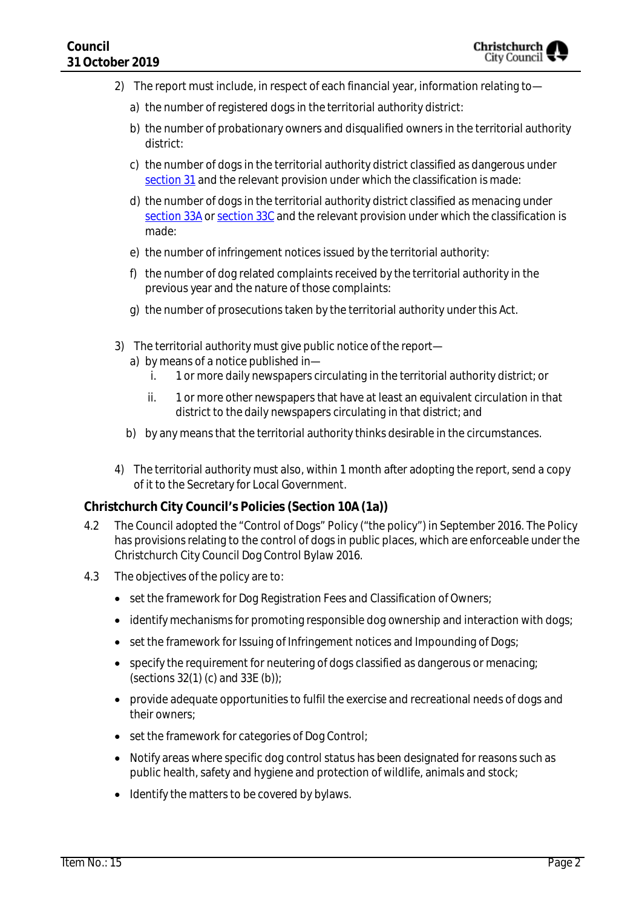2) The report must include, in respect of each financial year, information relating to—

   a) the number of registered dogs in the territorial authority district:

   b) the number of probationary owners and disqualified owners in the territorial authority district:

   c) the number of dogs in the territorial authority district classified as dangerous under section 31 and the relevant provision under which the classification is made:

   d) the number of dogs in the territorial authority district classified as menacing under section 33A or section 33C and the relevant provision under which the classification is made:

   e) the number of infringement notices issued by the territorial authority:

   f) the number of dog related complaints received by the territorial authority in the previous year and the nature of those complaints:

   g) the number of prosecutions taken by the territorial authority under this Act.

3) The territorial authority must give public notice of the report—

   a) by means of a notice published in—

      i. 1 or more daily newspapers circulating in the territorial authority district; or

      ii. 1 or more other newspapers that have at least an equivalent circulation in that district to the daily newspapers circulating in that district; and

   b) by any means that the territorial authority thinks desirable in the circumstances.

4) The territorial authority must also, within 1 month after adopting the report, send a copy of it to the Secretary for Local Government.

**Christchurch City Council's Policies (Section 10A (1a))**

4.2 The Council adopted the "Control of Dogs" Policy ("the policy") in September 2016. The Policy has provisions relating to the control of dogs in public places, which are enforceable under the Christchurch City Council Dog Control Bylaw 2016.

4.3 The objectives of the policy are to:

- set the framework for Dog Registration Fees and Classification of Owners;
- identify mechanisms for promoting responsible dog ownership and interaction with dogs;
- set the framework for Issuing of Infringement notices and Impounding of Dogs;
- specify the requirement for neutering of dogs classified as dangerous or menacing; (sections 32(1) (c) and 33E (b));
- provide adequate opportunities to fulfil the exercise and recreational needs of dogs and their owners;
- set the framework for categories of Dog Control;
- Notify areas where specific dog control status has been designated for reasons such as public health, safety and hygiene and protection of wildlife, animals and stock;
- Identify the matters to be covered by bylaws.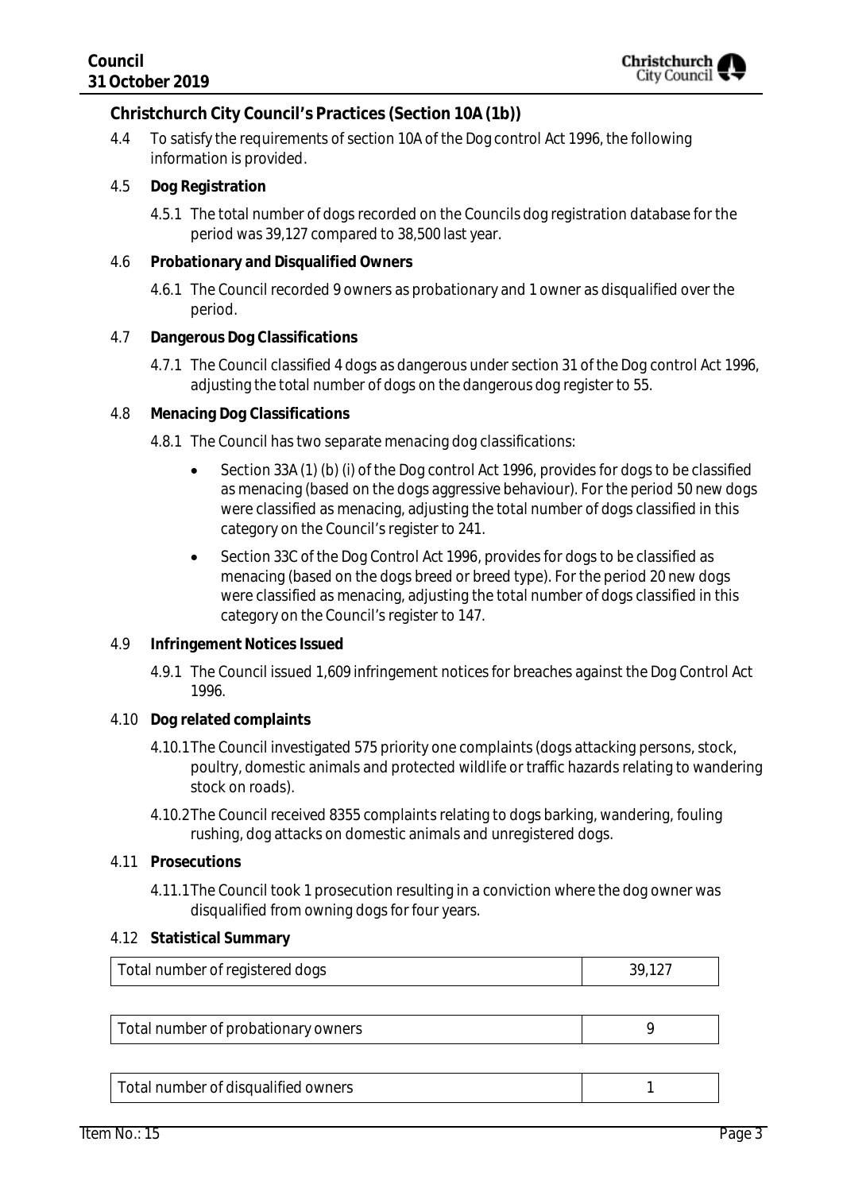### Christchurch City Council's Practices (Section 10A (1b))

4.4 To satisfy the requirements of section 10A of the Dog control Act 1996, the following information is provided.

4.5 **Dog Registration**

4.5.1 The total number of dogs recorded on the Councils dog registration database for the period was 39,127 compared to 38,500 last year.

4.6 **Probationary and Disqualified Owners**

4.6.1 The Council recorded 9 owners as probationary and 1 owner as disqualified over the period.

4.7 **Dangerous Dog Classifications**

4.7.1 The Council classified 4 dogs as dangerous under section 31 of the Dog control Act 1996, adjusting the total number of dogs on the dangerous dog register to 55.

4.8 **Menacing Dog Classifications**

4.8.1 The Council has two separate menacing dog classifications:

- Section 33A (1) (b) (i) of the Dog control Act 1996, provides for dogs to be classified as menacing (based on the dogs aggressive behaviour). For the period 50 new dogs were classified as menacing, adjusting the total number of dogs classified in this category on the Council's register to 241.
- Section 33C of the Dog Control Act 1996, provides for dogs to be classified as menacing (based on the dogs breed or breed type). For the period 20 new dogs were classified as menacing, adjusting the total number of dogs classified in this category on the Council's register to 147.

4.9 **Infringement Notices Issued**

4.9.1 The Council issued 1,609 infringement notices for breaches against the Dog Control Act 1996.

4.10 **Dog related complaints**

4.10.1 The Council investigated 575 priority one complaints (dogs attacking persons, stock, poultry, domestic animals and protected wildlife or traffic hazards relating to wandering stock on roads).

4.10.2 The Council received 8355 complaints relating to dogs barking, wandering, fouling rushing, dog attacks on domestic animals and unregistered dogs.

4.11 **Prosecutions**

4.11.1 The Council took 1 prosecution resulting in a conviction where the dog owner was disqualified from owning dogs for four years.

4.12 **Statistical Summary**

| Total number of registered dogs | 39,127 |
|---|---|

| Total number of probationary owners | 9 |
|---|---|

| Total number of disqualified owners | 1 |
|---|---|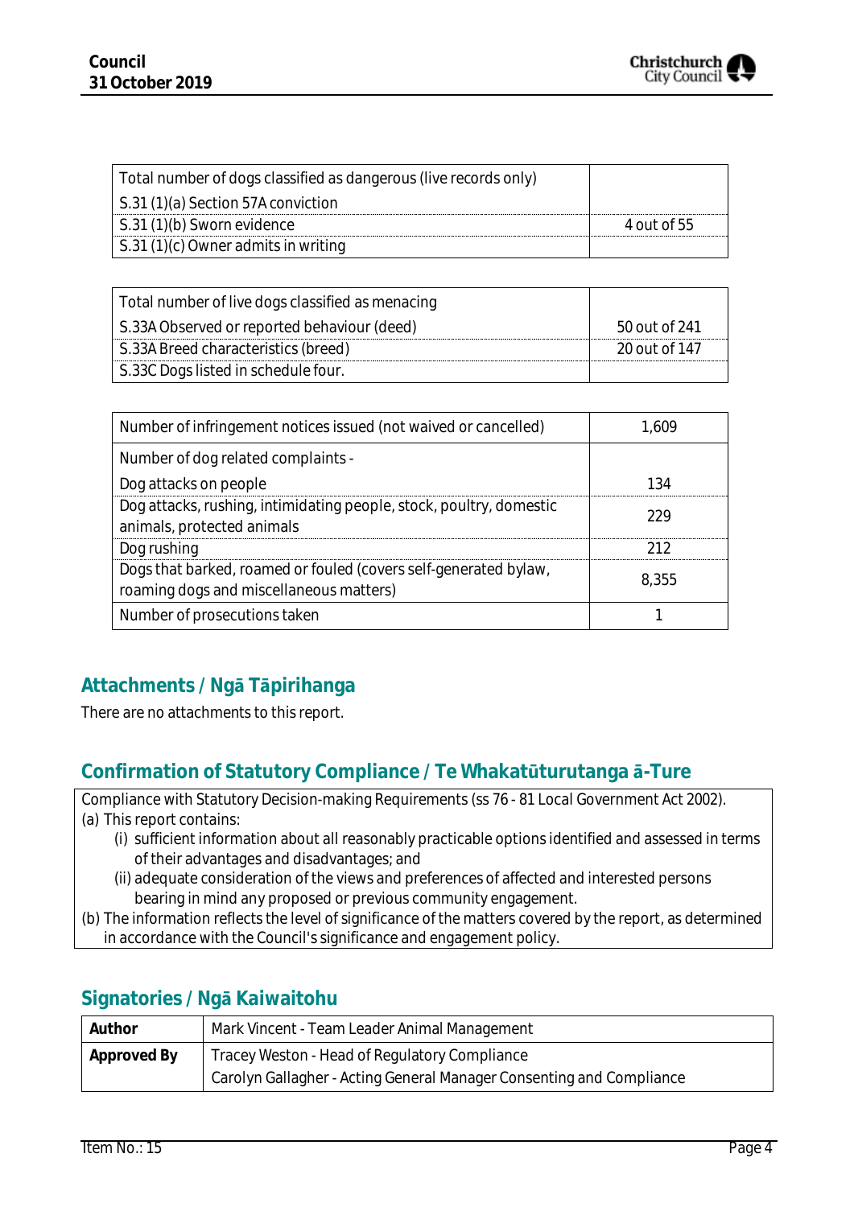| | |
|---|---|
| Total number of dogs classified as dangerous (live records only) | |
| S.31 (1)(a) Section 57A conviction | |
| S.31 (1)(b) Sworn evidence | 4 out of 55 |
| S.31 (1)(c) Owner admits in writing | |

| | |
|---|---|
| Total number of live dogs classified as menacing | |
| S.33A Observed or reported behaviour (deed) | 50 out of 241 |
| S.33A Breed characteristics (breed) | 20 out of 147 |
| S.33C Dogs listed in schedule four. | |

| | |
|---|---|
| Number of infringement notices issued (not waived or cancelled) | 1,609 |
| Number of dog related complaints - | |
| Dog attacks on people | 134 |
| Dog attacks, rushing, intimidating people, stock, poultry, domestic animals, protected animals | 229 |
| Dog rushing | 212 |
| Dogs that barked, roamed or fouled (covers self-generated bylaw, roaming dogs and miscellaneous matters) | 8,355 |
| Number of prosecutions taken | 1 |

## Attachments / Ngā Tāpirihanga

There are no attachments to this report.

## Confirmation of Statutory Compliance / Te Whakatūturutanga ā-Ture

Compliance with Statutory Decision-making Requirements (ss 76 - 81 Local Government Act 2002).

(a) This report contains:

- (i) sufficient information about all reasonably practicable options identified and assessed in terms of their advantages and disadvantages; and
- (ii) adequate consideration of the views and preferences of affected and interested persons bearing in mind any proposed or previous community engagement.

(b) The information reflects the level of significance of the matters covered by the report, as determined in accordance with the Council's significance and engagement policy.

## Signatories / Ngā Kaiwaitohu

| | |
|---|---|
| **Author** | Mark Vincent - Team Leader Animal Management |
| **Approved By** | Tracey Weston - Head of Regulatory Compliance<br>Carolyn Gallagher - Acting General Manager Consenting and Compliance |